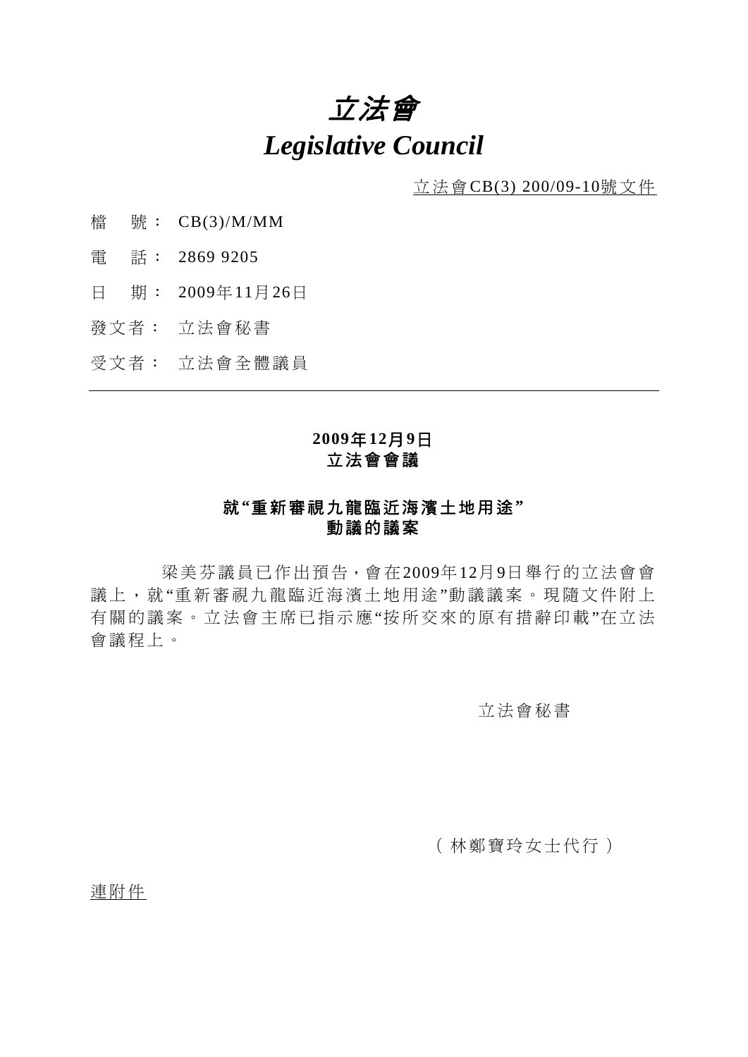# *立法會*

# *Legislative Council*

立法會CB(3) 200/09-10號文件

檔　號： CB(3)/M/MM

電　話： 2869 9205

日　期： 2009年11月26日

發文者： 立法會秘書

受文者： 立法會全體議員

---

**2009年12月9日**
**立法會會議**

**就“重新審視九龍臨近海濱土地用途”**
**動議的議案**

梁美芬議員已作出預告，會在2009年12月9日舉行的立法會會議上，就“重新審視九龍臨近海濱土地用途”動議議案。現隨文件附上有關的議案。立法會主席已指示應“按所交來的原有措辭印載”在立法會議程上。

立法會秘書

（林鄭寶玲女士代行）

連附件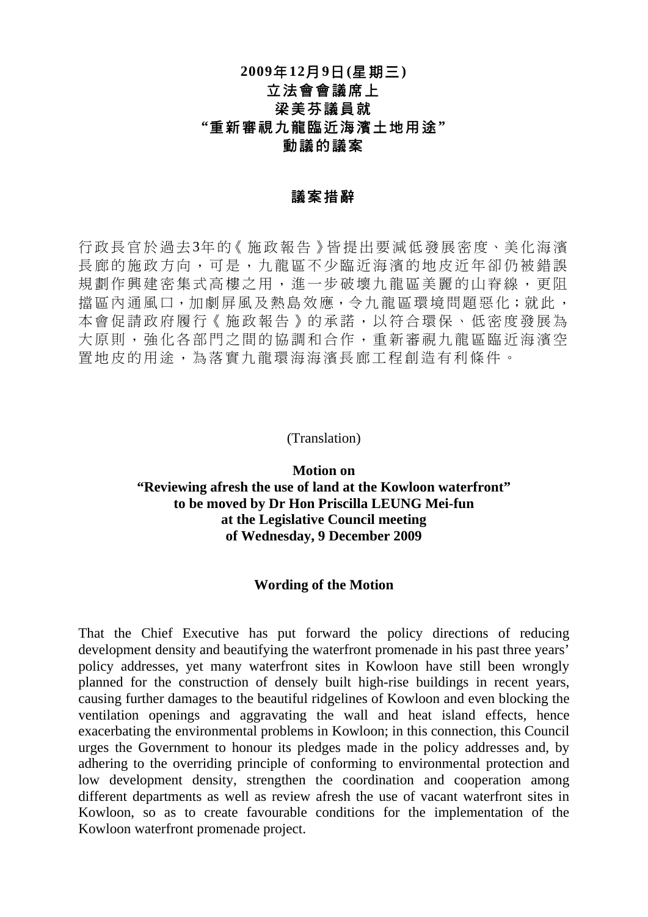# 2009年12月9日(星期三)
# 立法會會議席上
# 梁美芬議員就
# "重新審視九龍臨近海濱土地用途"
# 動議的議案

## 議案措辭

行政長官於過去3年的《施政報告》皆提出要減低發展密度、美化海濱長廊的施政方向，可是，九龍區不少臨近海濱的地皮近年卻仍被錯誤規劃作興建密集式高樓之用，進一步破壞九龍區美麗的山脊線，更阻擋區內通風口，加劇屏風及熱島效應，令九龍區環境問題惡化；就此，本會促請政府履行《施政報告》的承諾，以符合環保、低密度發展為大原則，強化各部門之間的協調和合作，重新審視九龍區臨近海濱空置地皮的用途，為落實九龍環海海濱長廊工程創造有利條件。

(Translation)

**Motion on**
**"Reviewing afresh the use of land at the Kowloon waterfront"**
**to be moved by Dr Hon Priscilla LEUNG Mei-fun**
**at the Legislative Council meeting**
**of Wednesday, 9 December 2009**

## Wording of the Motion

That the Chief Executive has put forward the policy directions of reducing development density and beautifying the waterfront promenade in his past three years' policy addresses, yet many waterfront sites in Kowloon have still been wrongly planned for the construction of densely built high-rise buildings in recent years, causing further damages to the beautiful ridgelines of Kowloon and even blocking the ventilation openings and aggravating the wall and heat island effects, hence exacerbating the environmental problems in Kowloon; in this connection, this Council urges the Government to honour its pledges made in the policy addresses and, by adhering to the overriding principle of conforming to environmental protection and low development density, strengthen the coordination and cooperation among different departments as well as review afresh the use of vacant waterfront sites in Kowloon, so as to create favourable conditions for the implementation of the Kowloon waterfront promenade project.